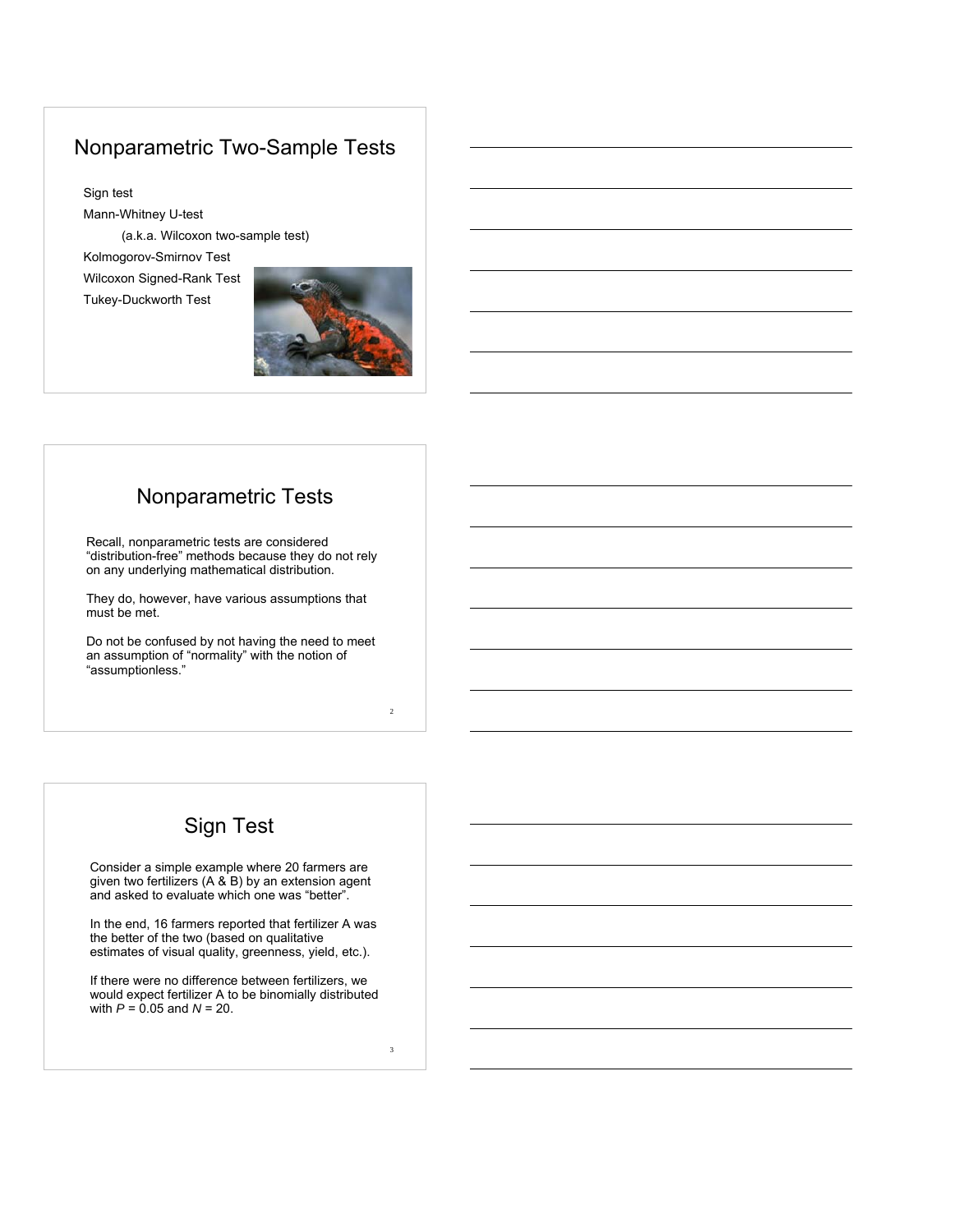# Nonparametric Two-Sample Tests

- Sign test
- Mann-Whitney U-test
  - (a.k.a. Wilcoxon two-sample test)
- Kolmogorov-Smirnov Test
- Wilcoxon Signed-Rank Test
- Tukey-Duckworth Test

# Nonparametric Tests

Recall, nonparametric tests are considered "distribution-free" methods because they do not rely on any underlying mathematical distribution.

They do, however, have various assumptions that must be met.

Do not be confused by not having the need to meet an assumption of "normality" with the notion of "assumptionless."

# Sign Test

Consider a simple example where 20 farmers are given two fertilizers (A & B) by an extension agent and asked to evaluate which one was "better".

In the end, 16 farmers reported that fertilizer A was the better of the two (based on qualitative estimates of visual quality, greenness, yield, etc.).

If there were no difference between fertilizers, we would expect fertilizer A to be binomially distributed with $P = 0.05$ and $N = 20$.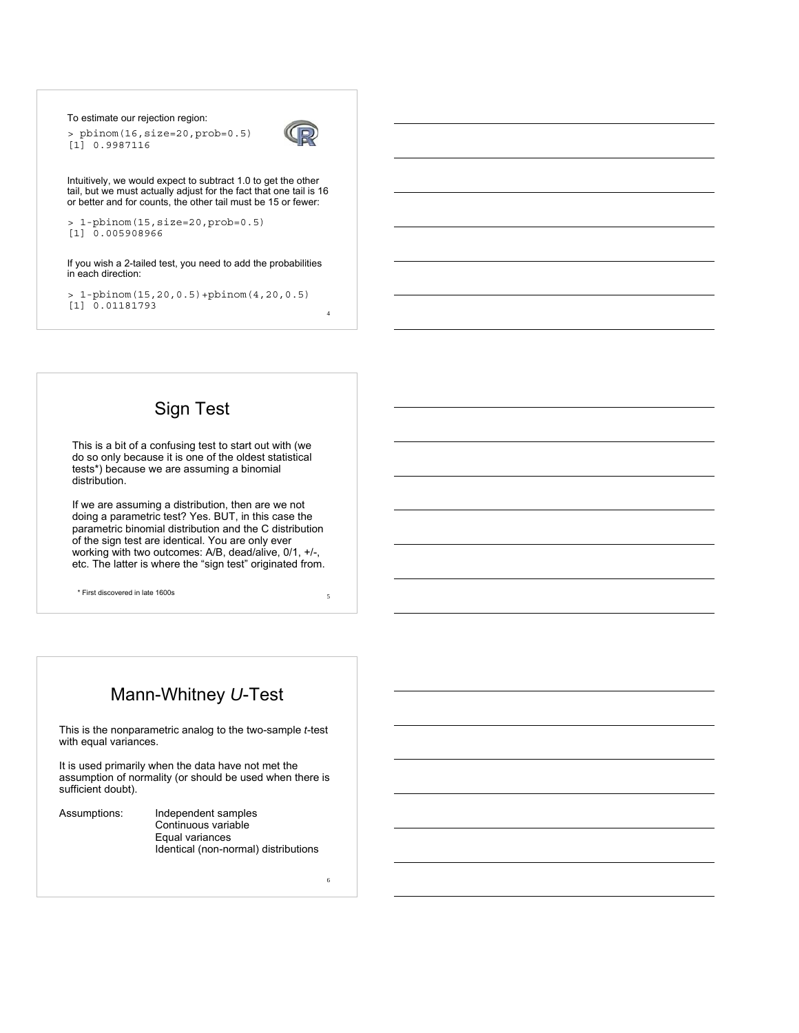To estimate our rejection region:

```
> pbinom(16,size=20,prob=0.5)
[1] 0.9987116
```

Intuitively, we would expect to subtract 1.0 to get the other tail, but we must actually adjust for the fact that one tail is 16 or better and for counts, the other tail must be 15 or fewer:

```
> 1-pbinom(15,size=20,prob=0.5)
[1] 0.005908966
```

If you wish a 2-tailed test, you need to add the probabilities in each direction:

```
> 1-pbinom(15,20,0.5)+pbinom(4,20,0.5)
[1] 0.01181793
```

## Sign Test

This is a bit of a confusing test to start out with (we do so only because it is one of the oldest statistical tests*) because we are assuming a binomial distribution.

If we are assuming a distribution, then are we not doing a parametric test? Yes. BUT, in this case the parametric binomial distribution and the C distribution of the sign test are identical. You are only ever working with two outcomes: A/B, dead/alive, 0/1, +/-, etc. The latter is where the "sign test" originated from.

\* First discovered in late 1600s

## Mann-Whitney *U*-Test

This is the nonparametric analog to the two-sample *t*-test with equal variances.

It is used primarily when the data have not met the assumption of normality (or should be used when there is sufficient doubt).

Assumptions:
- Independent samples
- Continuous variable
- Equal variances
- Identical (non-normal) distributions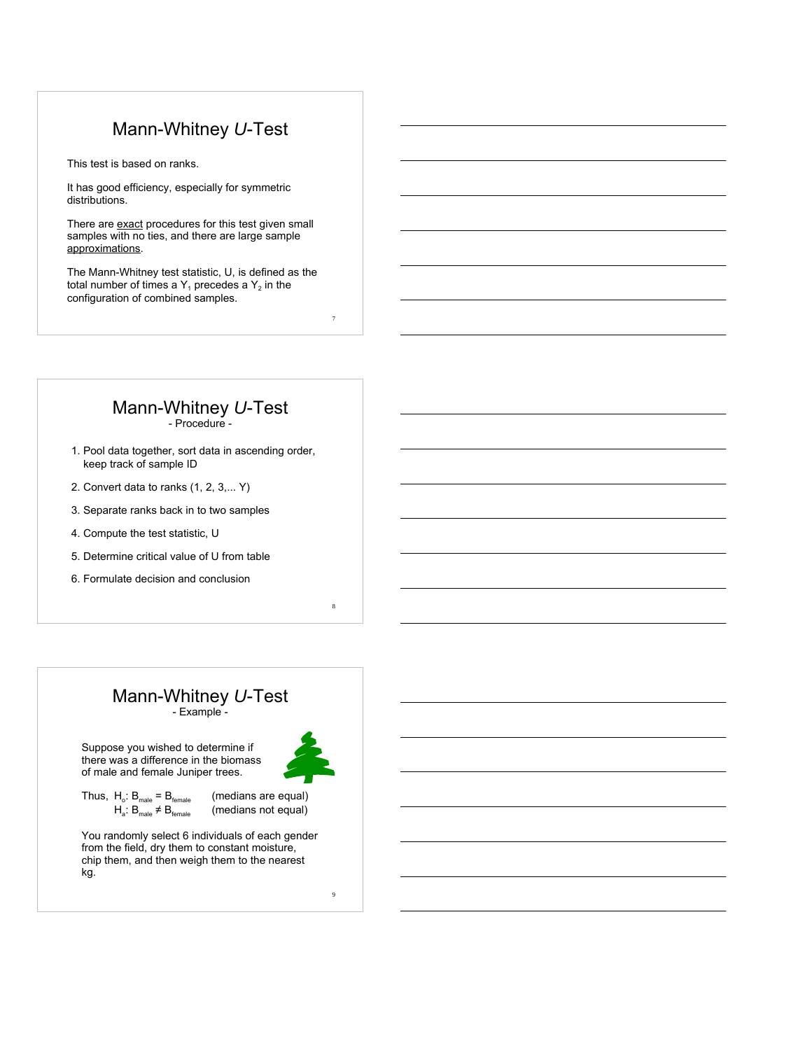# Mann-Whitney *U*-Test

This test is based on ranks.

It has good efficiency, especially for symmetric distributions.

There are exact procedures for this test given small samples with no ties, and there are large sample approximations.

The Mann-Whitney test statistic, U, is defined as the total number of times a $Y_1$ precedes a $Y_2$ in the configuration of combined samples.

# Mann-Whitney *U*-Test

## - Procedure -

1. Pool data together, sort data in ascending order, keep track of sample ID
2. Convert data to ranks (1, 2, 3,... Y)
3. Separate ranks back in to two samples
4. Compute the test statistic, U
5. Determine critical value of U from table
6. Formulate decision and conclusion

# Mann-Whitney *U*-Test

## - Example -

Suppose you wished to determine if there was a difference in the biomass of male and female Juniper trees.

Thus, $H_o$: $B_{male} = B_{female}$ (medians are equal)
$H_a$: $B_{male} \neq B_{female}$ (medians not equal)

You randomly select 6 individuals of each gender from the field, dry them to constant moisture, chip them, and then weigh them to the nearest kg.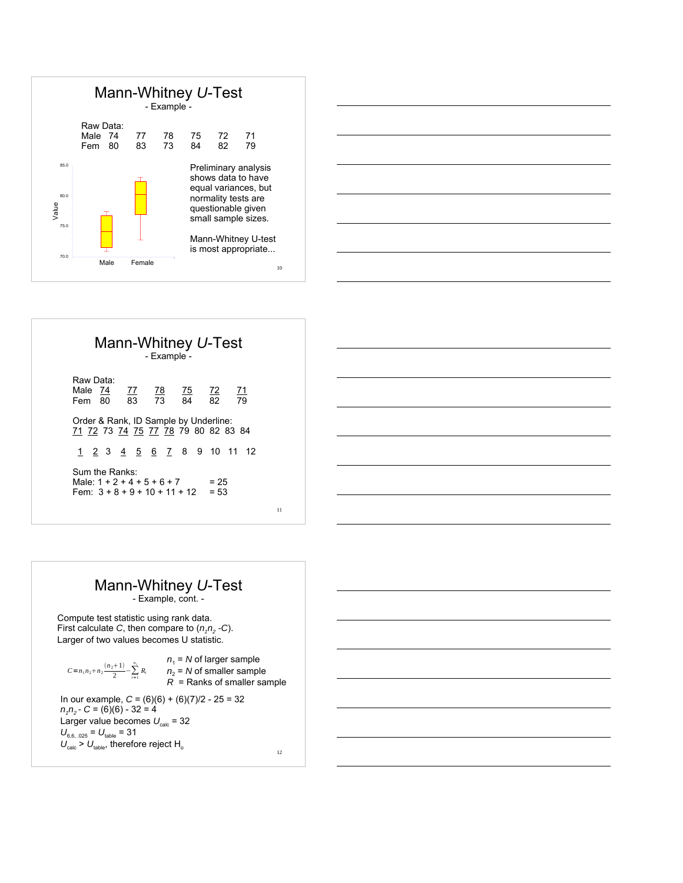# Mann-Whitney *U*-Test

- Example -

Raw Data:

| | | | | | | |
|---|---|---|---|---|---|---|
| Male | 74 | 77 | 78 | 75 | 72 | 71 |
| Fem | 80 | 83 | 73 | 84 | 82 | 79 |

Value

85.0

80.0

75.0

70.0

Male Female

Preliminary analysis shows data to have equal variances, but normality tests are questionable given small sample sizes.

Mann-Whitney U-test is most appropriate...

# Mann-Whitney *U*-Test

- Example -

Raw Data:

| | | | | | | |
|---|---|---|---|---|---|---|
| Male | 74 | 77 | 78 | 75 | 72 | 71 |
| Fem | 80 | 83 | 73 | 84 | 82 | 79 |

Order & Rank, ID Sample by Underline:

<u>71</u> <u>72</u> 73 <u>74</u> <u>75</u> <u>77</u> <u>78</u> 79 80 82 83 84

<u>1</u> <u>2</u> 3 <u>4</u> <u>5</u> <u>6</u> <u>7</u> 8 9 10 11 12

Sum the Ranks:

Male: 1 + 2 + 4 + 5 + 6 + 7 = 25

Fem: 3 + 8 + 9 + 10 + 11 + 12 = 53

# Mann-Whitney *U*-Test

- Example, cont. -

Compute test statistic using rank data.
First calculate $C$, then compare to ($n_1 n_2 - C$).
Larger of two values becomes U statistic.

$$C = n_1 n_2 + n_2 \frac{(n_2+1)}{2} - \sum_{i=1}^{n_2} R_i$$

$n_1$ = $N$ of larger sample
$n_2$ = $N$ of smaller sample
$R$ = Ranks of smaller sample

In our example, $C$ = (6)(6) + (6)(7)/2 - 25 = 32
$n_1 n_2$ - $C$ = (6)(6) - 32 = 4
Larger value becomes $U_{calc}$ = 32
$U_{6,6,.025}$ = $U_{table}$ = 31
$U_{calc} > U_{table}$, therefore reject $H_o$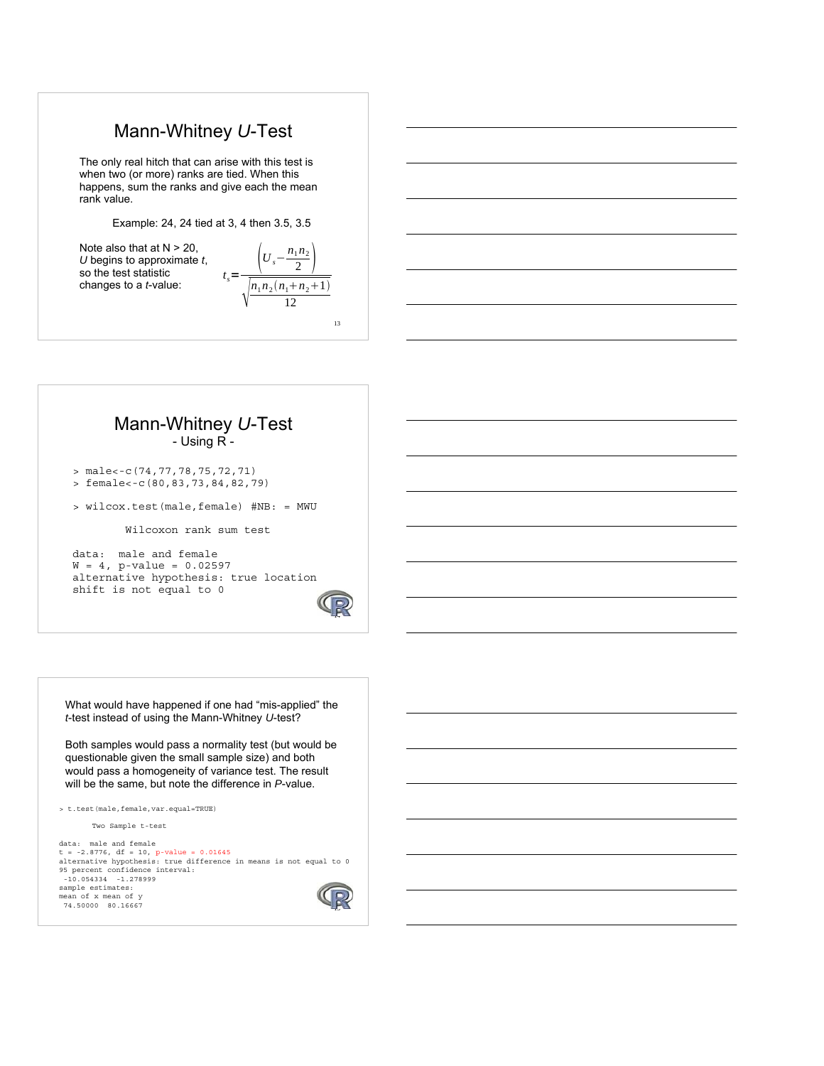## Mann-Whitney *U*-Test

The only real hitch that can arise with this test is when two (or more) ranks are tied. When this happens, sum the ranks and give each the mean rank value.

Example: 24, 24 tied at 3, 4 then 3.5, 3.5

Note also that at N > 20, *U* begins to approximate *t*, so the test statistic changes to a *t*-value:

$$t_s = \frac{\left(U_s - \frac{n_1 n_2}{2}\right)}{\sqrt{\frac{n_1 n_2 (n_1 + n_2 + 1)}{12}}}$$

## Mann-Whitney *U*-Test

### - Using R -

```
> male<-c(74,77,78,75,72,71)
> female<-c(80,83,73,84,82,79)

> wilcox.test(male,female) #NB: = MWU

        Wilcoxon rank sum test

data:  male and female
W = 4, p-value = 0.02597
alternative hypothesis: true location
shift is not equal to 0
```

What would have happened if one had "mis-applied" the *t*-test instead of using the Mann-Whitney *U*-test?

Both samples would pass a normality test (but would be questionable given the small sample size) and both would pass a homogeneity of variance test. The result will be the same, but note the difference in *P*-value.

```
> t.test(male,female,var.equal=TRUE)

        Two Sample t-test

data:  male and female
t = -2.8776, df = 10, p-value = 0.01645
alternative hypothesis: true difference in means is not equal to 0
95 percent confidence interval:
 -10.054334  -1.278999
sample estimates:
mean of x mean of y
 74.50000  80.16667
```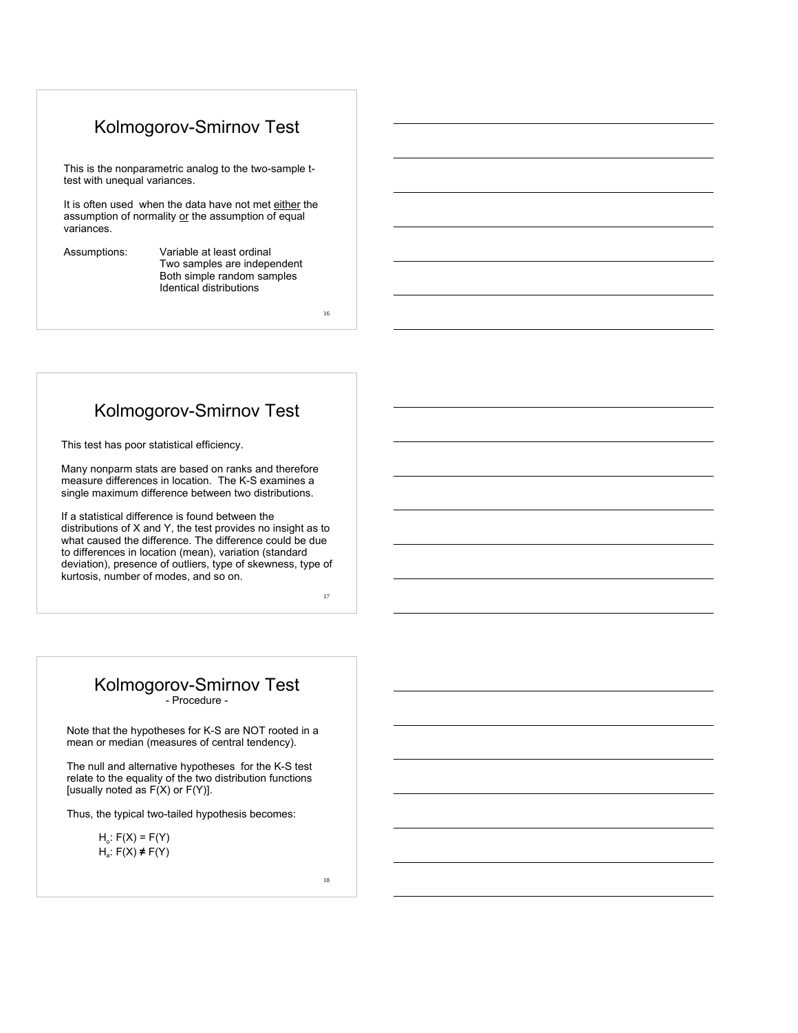## Kolmogorov-Smirnov Test

This is the nonparametric analog to the two-sample t-test with unequal variances.

It is often used when the data have not met either the assumption of normality or the assumption of equal variances.

Assumptions:
- Variable at least ordinal
- Two samples are independent
- Both simple random samples
- Identical distributions

## Kolmogorov-Smirnov Test

This test has poor statistical efficiency.

Many nonparm stats are based on ranks and therefore measure differences in location. The K-S examines a single maximum difference between two distributions.

If a statistical difference is found between the distributions of X and Y, the test provides no insight as to what caused the difference. The difference could be due to differences in location (mean), variation (standard deviation), presence of outliers, type of skewness, type of kurtosis, number of modes, and so on.

## Kolmogorov-Smirnov Test
### - Procedure -

Note that the hypotheses for K-S are NOT rooted in a mean or median (measures of central tendency).

The null and alternative hypotheses for the K-S test relate to the equality of the two distribution functions [usually noted as F(X) or F(Y)].

Thus, the typical two-tailed hypothesis becomes:

$H_o$: $F(X) = F(Y)$
$H_a$: $F(X) \neq F(Y)$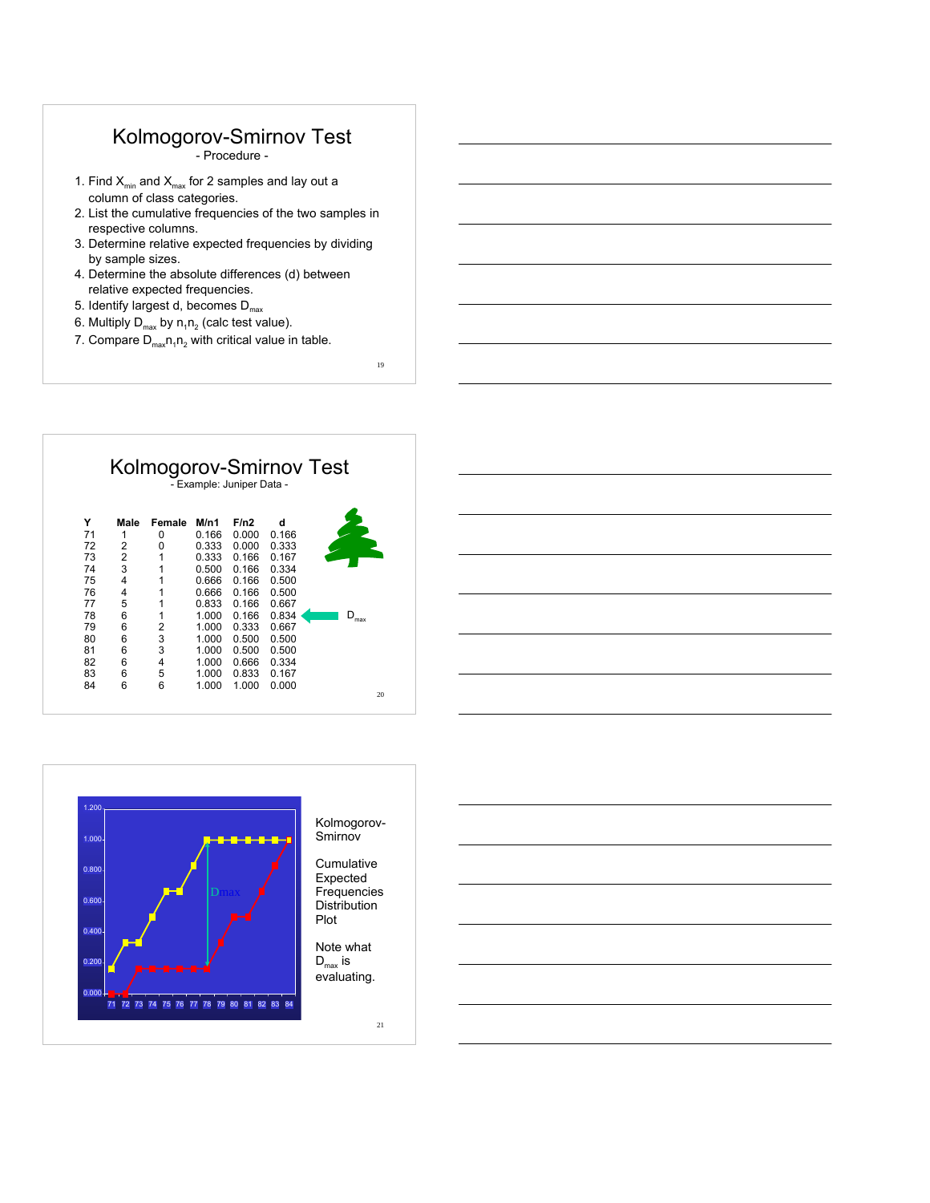# Kolmogorov-Smirnov Test

- Procedure -

1. Find $X_{min}$ and $X_{max}$ for 2 samples and lay out a column of class categories.
2. List the cumulative frequencies of the two samples in respective columns.
3. Determine relative expected frequencies by dividing by sample sizes.
4. Determine the absolute differences (d) between relative expected frequencies.
5. Identify largest d, becomes $D_{max}$
6. Multiply $D_{max}$ by $n_1 n_2$ (calc test value).
7. Compare $D_{max} n_1 n_2$ with critical value in table.

# Kolmogorov-Smirnov Test

- Example: Juniper Data -

| Y | Male | Female | M/n1 | F/n2 | d |
|---|---|---|---|---|---|
| 71 | 1 | 0 | 0.166 | 0.000 | 0.166 |
| 72 | 2 | 0 | 0.333 | 0.000 | 0.333 |
| 73 | 2 | 1 | 0.333 | 0.166 | 0.167 |
| 74 | 3 | 1 | 0.500 | 0.166 | 0.334 |
| 75 | 4 | 1 | 0.666 | 0.166 | 0.500 |
| 76 | 4 | 1 | 0.666 | 0.166 | 0.500 |
| 77 | 5 | 1 | 0.833 | 0.166 | 0.667 |
| 78 | 6 | 1 | 1.000 | 0.166 | 0.834 ← $D_{max}$ |
| 79 | 6 | 2 | 1.000 | 0.333 | 0.667 |
| 80 | 6 | 3 | 1.000 | 0.500 | 0.500 |
| 81 | 6 | 3 | 1.000 | 0.500 | 0.500 |
| 82 | 6 | 4 | 1.000 | 0.666 | 0.334 |
| 83 | 6 | 5 | 1.000 | 0.833 | 0.167 |
| 84 | 6 | 6 | 1.000 | 1.000 | 0.000 |

Kolmogorov-Smirnov

Cumulative Expected Frequencies Distribution Plot

Note what $D_{max}$ is evaluating.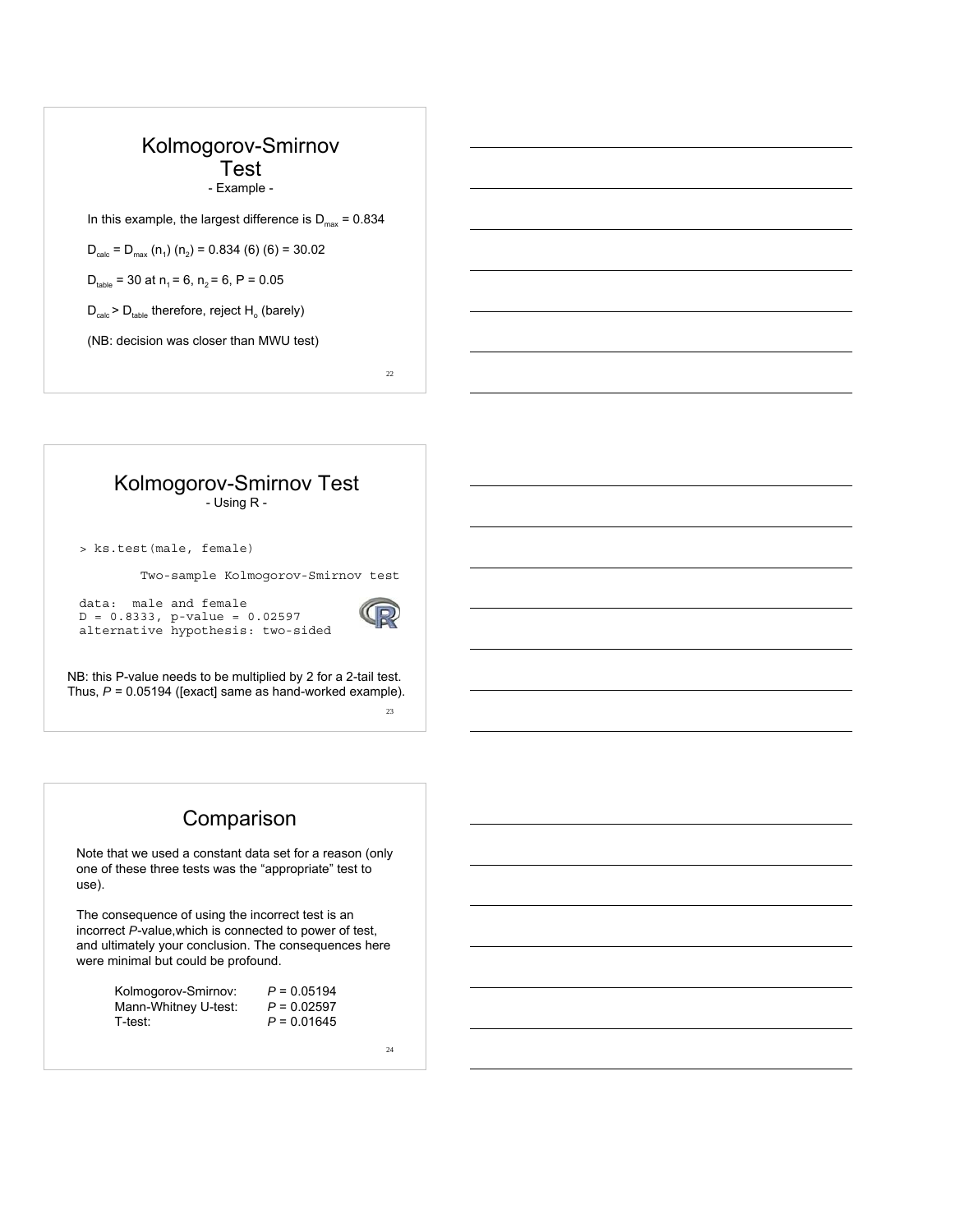# Kolmogorov-Smirnov Test

- Example -

In this example, the largest difference is $D_{max} = 0.834$

$D_{calc} = D_{max}\ (n_1)\ (n_2) = 0.834\ (6)\ (6) = 30.02$

$D_{table} = 30$ at $n_1 = 6$, $n_2 = 6$, $P = 0.05$

$D_{calc} > D_{table}$ therefore, reject $H_o$ (barely)

(NB: decision was closer than MWU test)

# Kolmogorov-Smirnov Test

- Using R -

```
> ks.test(male, female)

        Two-sample Kolmogorov-Smirnov test

data:  male and female
D = 0.8333, p-value = 0.02597
alternative hypothesis: two-sided
```

NB: this P-value needs to be multiplied by 2 for a 2-tail test. Thus, *P* = 0.05194 ([exact] same as hand-worked example).

# Comparison

Note that we used a constant data set for a reason (only one of these three tests was the "appropriate" test to use).

The consequence of using the incorrect test is an incorrect *P*-value,which is connected to power of test, and ultimately your conclusion. The consequences here were minimal but could be profound.

| | |
|---|---|
| Kolmogorov-Smirnov: | *P* = 0.05194 |
| Mann-Whitney U-test: | *P* = 0.02597 |
| T-test: | *P* = 0.01645 |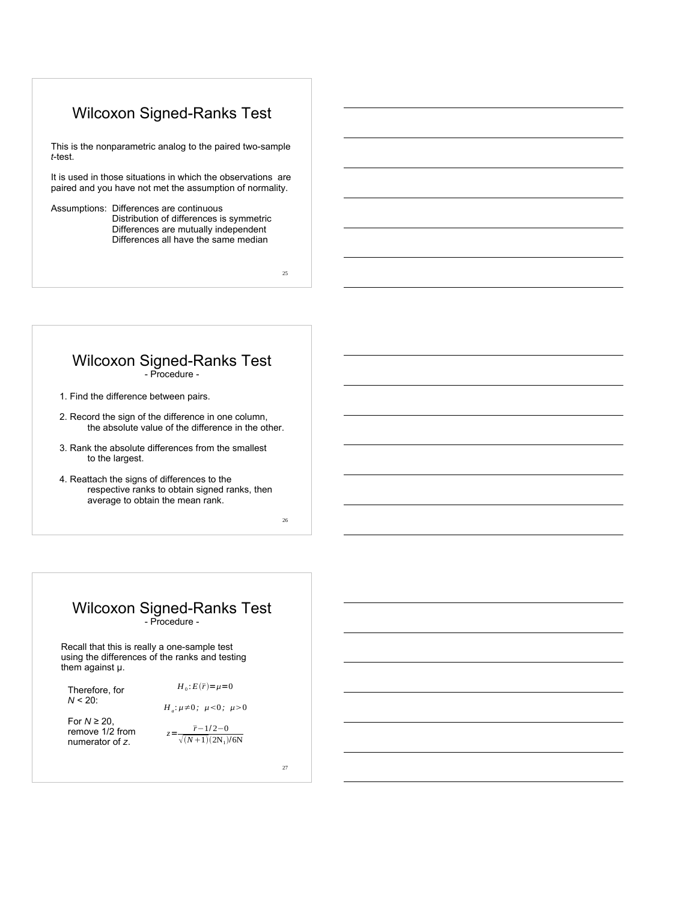## Wilcoxon Signed-Ranks Test

This is the nonparametric analog to the paired two-sample *t*-test.

It is used in those situations in which the observations are paired and you have not met the assumption of normality.

Assumptions: Differences are continuous
Distribution of differences is symmetric
Differences are mutually independent
Differences all have the same median

## Wilcoxon Signed-Ranks Test
- Procedure -

1. Find the difference between pairs.
2. Record the sign of the difference in one column, the absolute value of the difference in the other.
3. Rank the absolute differences from the smallest to the largest.
4. Reattach the signs of differences to the respective ranks to obtain signed ranks, then average to obtain the mean rank.

## Wilcoxon Signed-Ranks Test
- Procedure -

Recall that this is really a one-sample test using the differences of the ranks and testing them against μ.

Therefore, for $N < 20$:

$$H_0: E(\bar{r}) = \mu = 0$$

$$H_a: \mu \neq 0;\ \mu < 0;\ \mu > 0$$

For $N \geq 20$, remove 1/2 from numerator of *z*.

$$z = \frac{\bar{r} - 1/2 - 0}{\sqrt{(N+1)(2N_1)/6N}}$$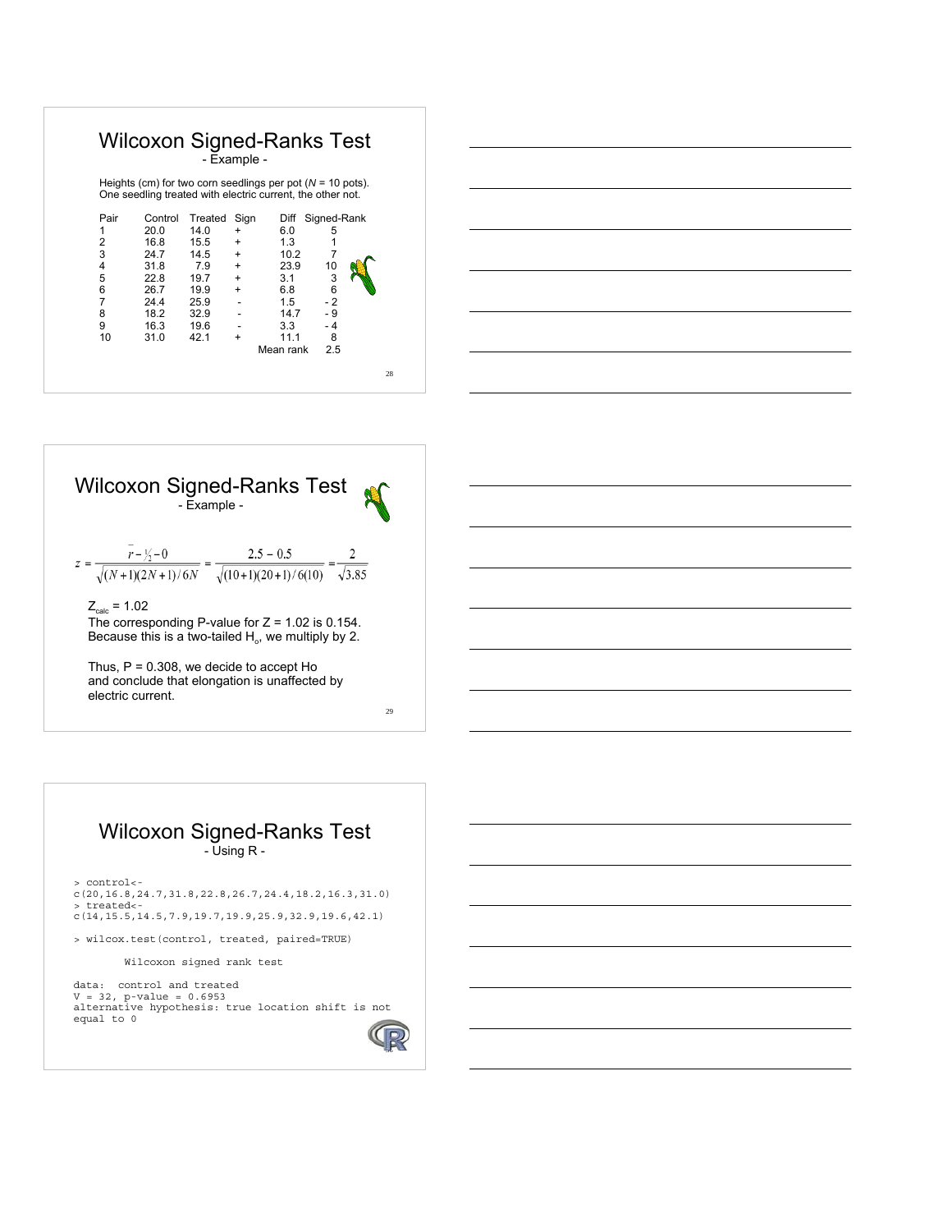# Wilcoxon Signed-Ranks Test

- Example -

Heights (cm) for two corn seedlings per pot ($N$ = 10 pots). One seedling treated with electric current, the other not.

| Pair | Control | Treated | Sign | Diff | Signed-Rank |
|---|---|---|---|---|---|
| 1 | 20.0 | 14.0 | + | 6.0 | 5 |
| 2 | 16.8 | 15.5 | + | 1.3 | 1 |
| 3 | 24.7 | 14.5 | + | 10.2 | 7 |
| 4 | 31.8 | 7.9 | + | 23.9 | 10 |
| 5 | 22.8 | 19.7 | + | 3.1 | 3 |
| 6 | 26.7 | 19.9 | + | 6.8 | 6 |
| 7 | 24.4 | 25.9 | - | 1.5 | - 2 |
| 8 | 18.2 | 32.9 | - | 14.7 | - 9 |
| 9 | 16.3 | 19.6 | - | 3.3 | - 4 |
| 10 | 31.0 | 42.1 | + | 11.1 | 8 |
| | | | | Mean rank | 2.5 |

# Wilcoxon Signed-Ranks Test

- Example -

$$z = \frac{\bar{r} - \frac{1}{2} - 0}{\sqrt{(N+1)(2N+1)/6N}} = \frac{2.5 - 0.5}{\sqrt{(10+1)(20+1)/6(10)}} = \frac{2}{\sqrt{3.85}}$$

$Z_{calc}$ = 1.02

The corresponding P-value for Z = 1.02 is 0.154. Because this is a two-tailed $H_o$, we multiply by 2.

Thus, P = 0.308, we decide to accept Ho and conclude that elongation is unaffected by electric current.

# Wilcoxon Signed-Ranks Test

- Using R -

```
> control<-
c(20,16.8,24.7,31.8,22.8,26.7,24.4,18.2,16.3,31.0)
> treated<-
c(14,15.5,14.5,7.9,19.7,19.9,25.9,32.9,19.6,42.1)

> wilcox.test(control, treated, paired=TRUE)

        Wilcoxon signed rank test

data:  control and treated
V = 32, p-value = 0.6953
alternative hypothesis: true location shift is not
equal to 0
```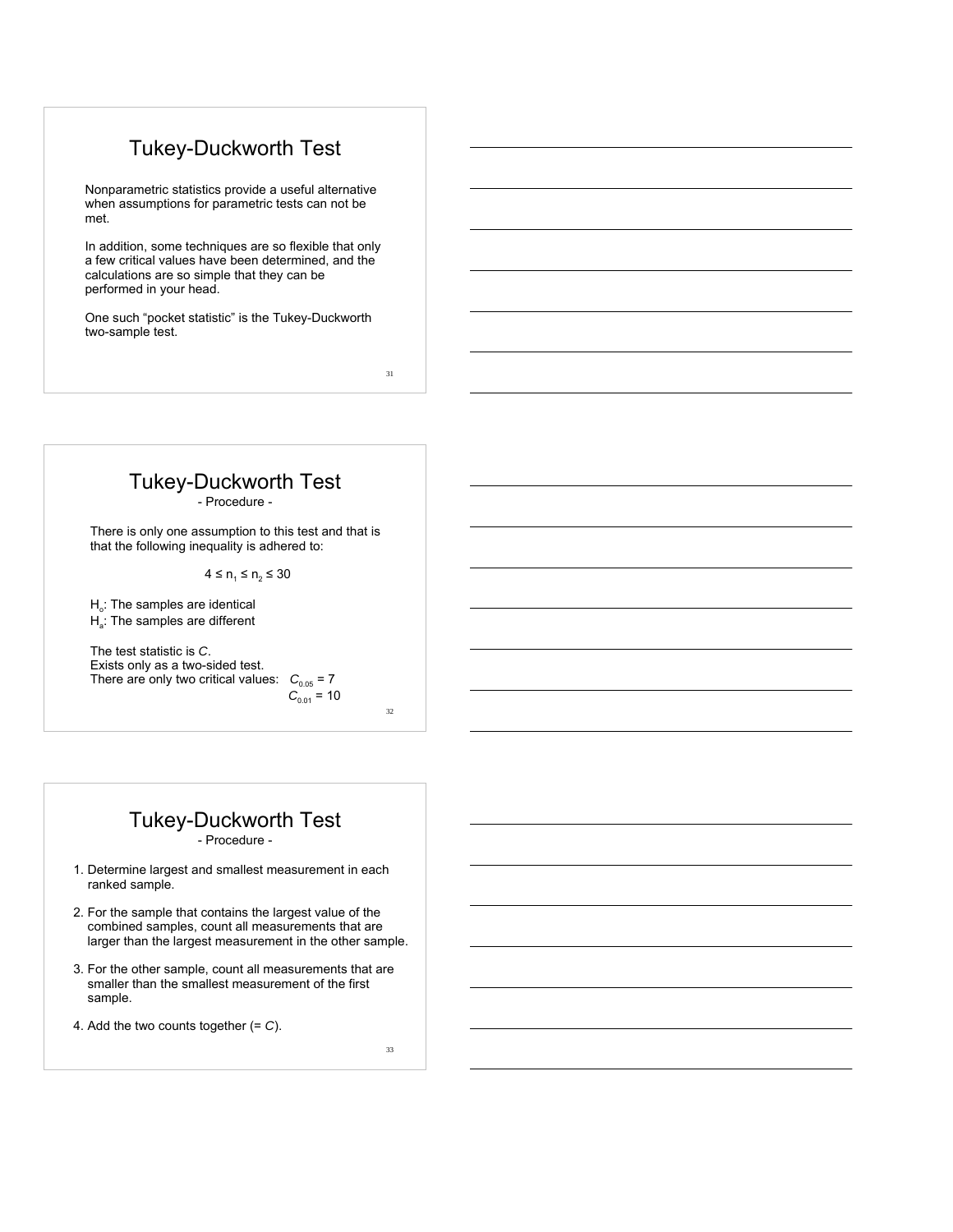## Tukey-Duckworth Test

Nonparametric statistics provide a useful alternative when assumptions for parametric tests can not be met.

In addition, some techniques are so flexible that only a few critical values have been determined, and the calculations are so simple that they can be performed in your head.

One such "pocket statistic" is the Tukey-Duckworth two-sample test.

## Tukey-Duckworth Test

- Procedure -

There is only one assumption to this test and that is that the following inequality is adhered to:

$$4 \leq n_1 \leq n_2 \leq 30$$

$H_o$: The samples are identical
$H_a$: The samples are different

The test statistic is *C*.
Exists only as a two-sided test.
There are only two critical values: $C_{0.05} = 7$
$C_{0.01} = 10$

## Tukey-Duckworth Test

- Procedure -

1. Determine largest and smallest measurement in each ranked sample.
2. For the sample that contains the largest value of the combined samples, count all measurements that are larger than the largest measurement in the other sample.
3. For the other sample, count all measurements that are smaller than the smallest measurement of the first sample.
4. Add the two counts together (= *C*).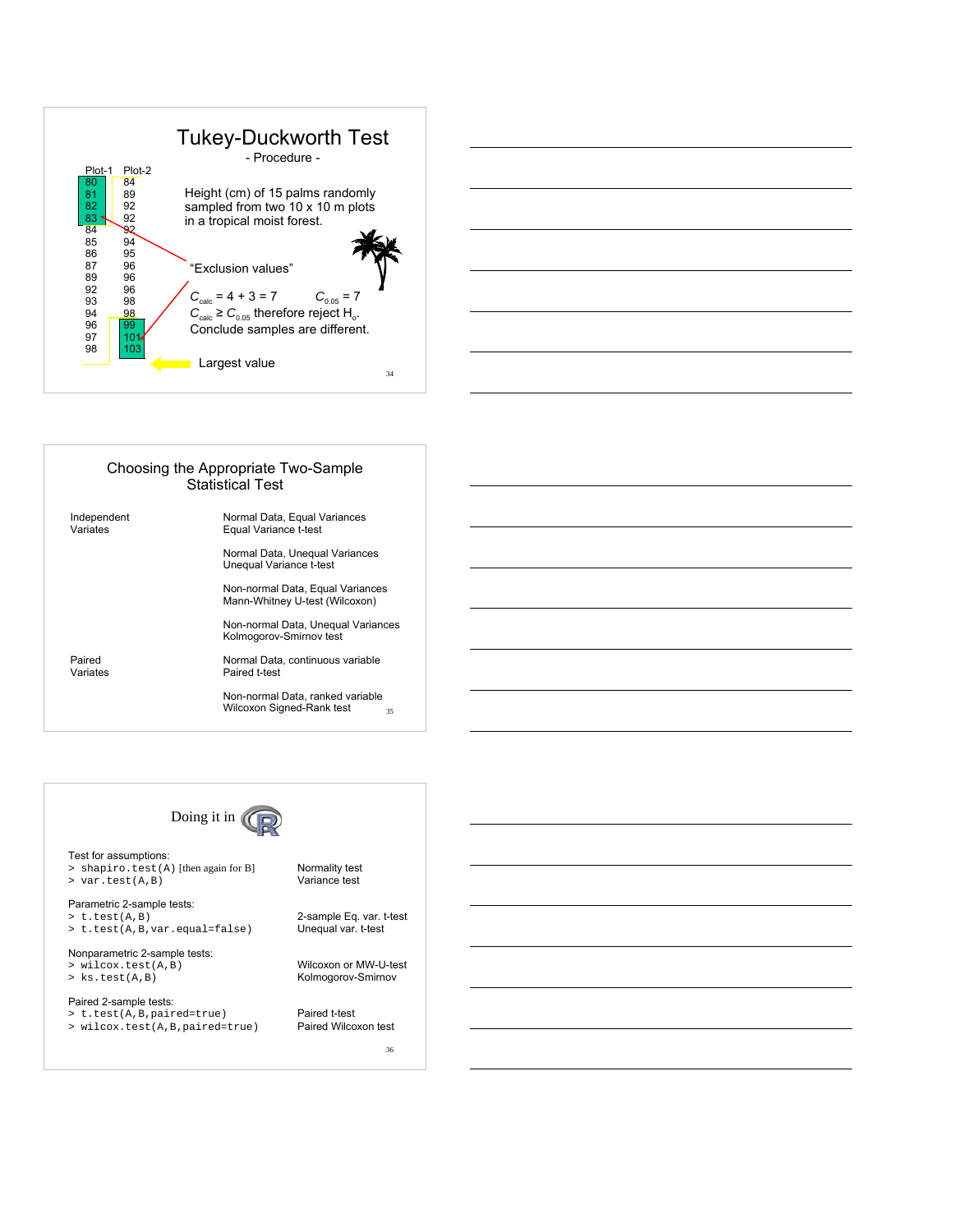## Tukey-Duckworth Test

- Procedure -

| Plot-1 | Plot-2 |
|---|---|
| 80 | 84 |
| 81 | 89 |
| 82 | 92 |
| 83 | 92 |
| 84 | 92 |
| 85 | 94 |
| 86 | 95 |
| 87 | 96 |
| 89 | 96 |
| 92 | 96 |
| 93 | 98 |
| 94 | 98 |
| 96 | 99 |
| 97 | 101 |
| 98 | 103 |

Height (cm) of 15 palms randomly sampled from two 10 x 10 m plots in a tropical moist forest.

"Exclusion values"

$C_{calc} = 4 + 3 = 7$ $C_{0.05} = 7$

$C_{calc} \geq C_{0.05}$ therefore reject $H_o$.

Conclude samples are different.

Largest value

## Choosing the Appropriate Two-Sample Statistical Test

| | |
|---|---|
| Independent Variates | Normal Data, Equal Variances<br>Equal Variance t-test |
| | Normal Data, Unequal Variances<br>Unequal Variance t-test |
| | Non-normal Data, Equal Variances<br>Mann-Whitney U-test (Wilcoxon) |
| | Non-normal Data, Unequal Variances<br>Kolmogorov-Smirnov test |
| Paired Variates | Normal Data, continuous variable<br>Paired t-test |
| | Non-normal Data, ranked variable<br>Wilcoxon Signed-Rank test |

## Doing it in R

Test for assumptions:

| | |
|---|---|
| `> shapiro.test(A)` [then again for B] | Normality test |
| `> var.test(A,B)` | Variance test |

Parametric 2-sample tests:

| | |
|---|---|
| `> t.test(A,B)` | 2-sample Eq. var. t-test |
| `> t.test(A,B,var.equal=false)` | Unequal var. t-test |

Nonparametric 2-sample tests:

| | |
|---|---|
| `> wilcox.test(A,B)` | Wilcoxon or MW-U-test |
| `> ks.test(A,B)` | Kolmogorov-Smirnov |

Paired 2-sample tests:

| | |
|---|---|
| `> t.test(A,B,paired=true)` | Paired t-test |
| `> wilcox.test(A,B,paired=true)` | Paired Wilcoxon test |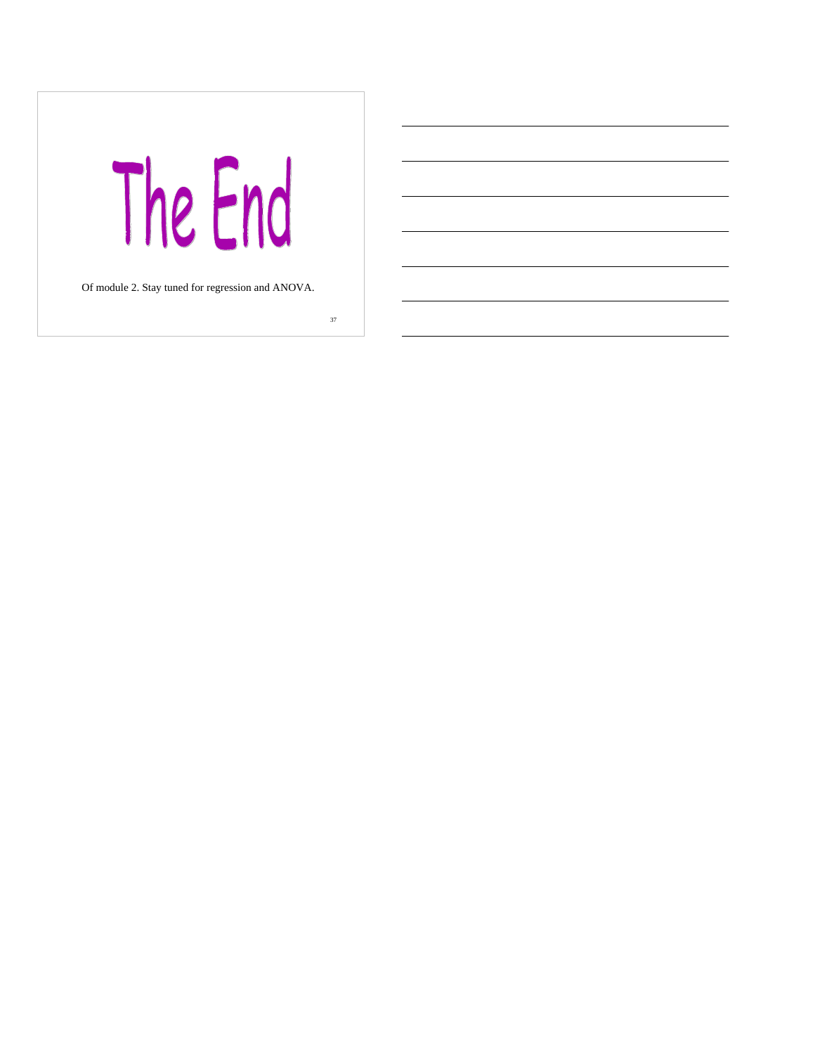# The End

Of module 2. Stay tuned for regression and ANOVA.